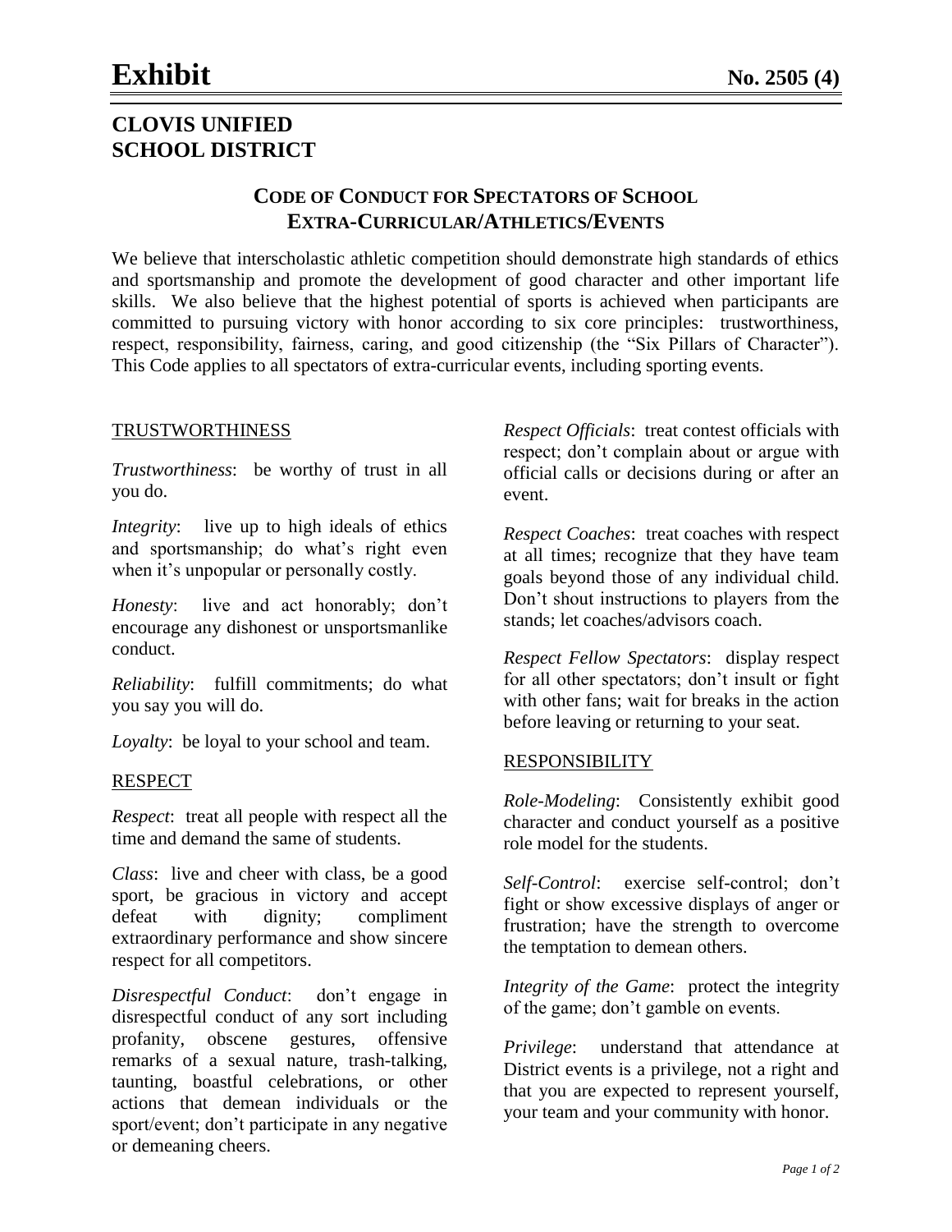# Exhibit

**No. 2505 (4)**

## CLOVIS UNIFIED SCHOOL DISTRICT

### CODE OF CONDUCT FOR SPECTATORS OF SCHOOL EXTRA-CURRICULAR/ATHLETICS/EVENTS

We believe that interscholastic athletic competition should demonstrate high standards of ethics and sportsmanship and promote the development of good character and other important life skills. We also believe that the highest potential of sports is achieved when participants are committed to pursuing victory with honor according to six core principles: trustworthiness, respect, responsibility, fairness, caring, and good citizenship (the "Six Pillars of Character"). This Code applies to all spectators of extra-curricular events, including sporting events.

#### TRUSTWORTHINESS

*Trustworthiness*: be worthy of trust in all you do.

*Integrity*: live up to high ideals of ethics and sportsmanship; do what's right even when it's unpopular or personally costly.

*Honesty*: live and act honorably; don't encourage any dishonest or unsportsmanlike conduct.

*Reliability*: fulfill commitments; do what you say you will do.

*Loyalty*: be loyal to your school and team.

#### RESPECT

*Respect*: treat all people with respect all the time and demand the same of students.

*Class*: live and cheer with class, be a good sport, be gracious in victory and accept defeat with dignity; compliment extraordinary performance and show sincere respect for all competitors.

*Disrespectful Conduct*: don't engage in disrespectful conduct of any sort including profanity, obscene gestures, offensive remarks of a sexual nature, trash-talking, taunting, boastful celebrations, or other actions that demean individuals or the sport/event; don't participate in any negative or demeaning cheers.

*Respect Officials*: treat contest officials with respect; don't complain about or argue with official calls or decisions during or after an event.

*Respect Coaches*: treat coaches with respect at all times; recognize that they have team goals beyond those of any individual child. Don't shout instructions to players from the stands; let coaches/advisors coach.

*Respect Fellow Spectators*: display respect for all other spectators; don't insult or fight with other fans; wait for breaks in the action before leaving or returning to your seat.

#### RESPONSIBILITY

*Role-Modeling*: Consistently exhibit good character and conduct yourself as a positive role model for the students.

*Self-Control*: exercise self-control; don't fight or show excessive displays of anger or frustration; have the strength to overcome the temptation to demean others.

*Integrity of the Game*: protect the integrity of the game; don't gamble on events.

*Privilege*: understand that attendance at District events is a privilege, not a right and that you are expected to represent yourself, your team and your community with honor.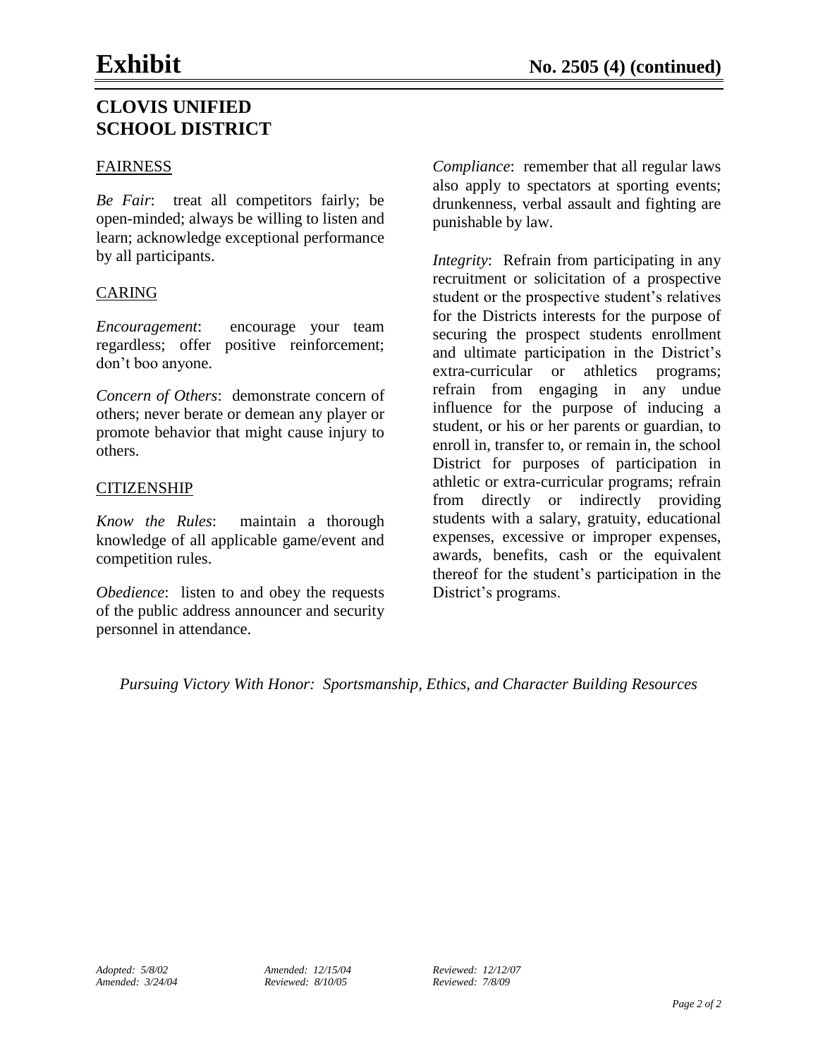# CLOVIS UNIFIED SCHOOL DISTRICT

## FAIRNESS

*Be Fair*: treat all competitors fairly; be open-minded; always be willing to listen and learn; acknowledge exceptional performance by all participants.

## CARING

*Encouragement*: encourage your team regardless; offer positive reinforcement; don't boo anyone.

*Concern of Others*: demonstrate concern of others; never berate or demean any player or promote behavior that might cause injury to others.

## CITIZENSHIP

*Know the Rules*: maintain a thorough knowledge of all applicable game/event and competition rules.

*Obedience*: listen to and obey the requests of the public address announcer and security personnel in attendance.

*Compliance*: remember that all regular laws also apply to spectators at sporting events; drunkenness, verbal assault and fighting are punishable by law.

*Integrity*: Refrain from participating in any recruitment or solicitation of a prospective student or the prospective student's relatives for the Districts interests for the purpose of securing the prospect students enrollment and ultimate participation in the District's extra-curricular or athletics programs; refrain from engaging in any undue influence for the purpose of inducing a student, or his or her parents or guardian, to enroll in, transfer to, or remain in, the school District for purposes of participation in athletic or extra-curricular programs; refrain from directly or indirectly providing students with a salary, gratuity, educational expenses, excessive or improper expenses, awards, benefits, cash or the equivalent thereof for the student's participation in the District's programs.

*Pursuing Victory With Honor: Sportsmanship, Ethics, and Character Building Resources*

*Adopted: 5/8/02*
*Amended: 3/24/04*
*Amended: 12/15/04*
*Reviewed: 8/10/05*
*Reviewed: 12/12/07*
*Reviewed: 7/8/09*